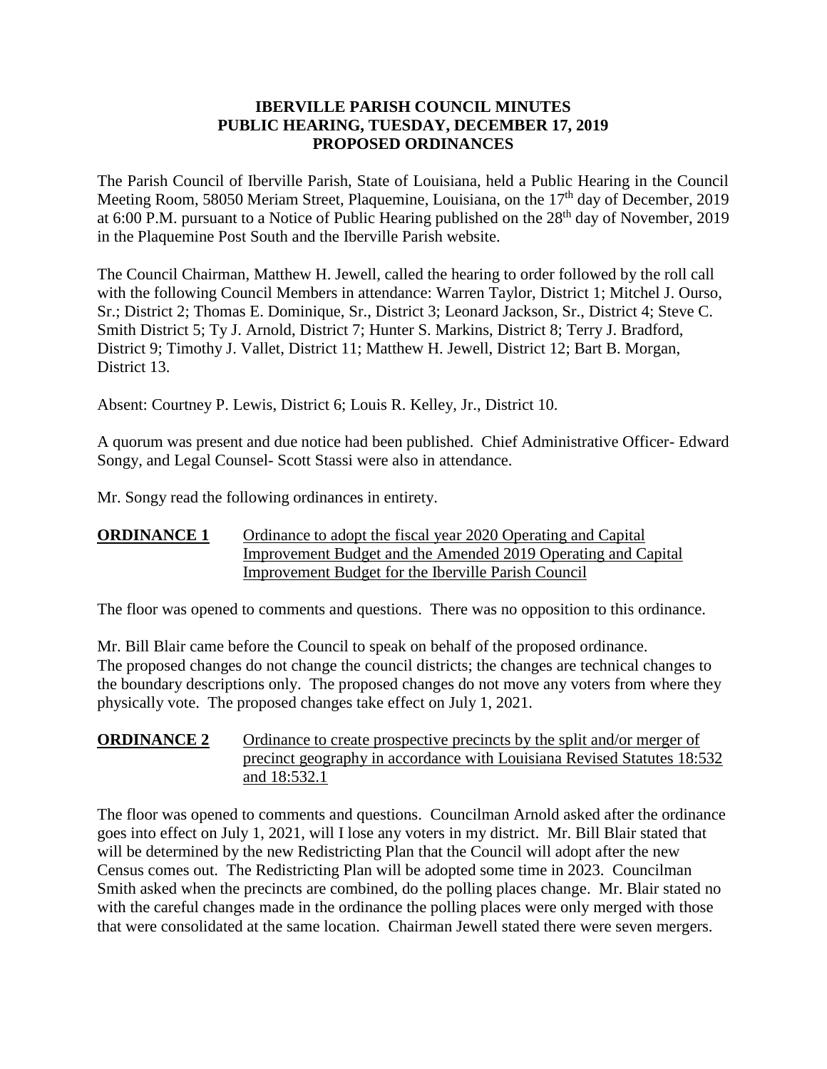# IBERVILLE PARISH COUNCIL MINUTES
## PUBLIC HEARING, TUESDAY, DECEMBER 17, 2019
## PROPOSED ORDINANCES

The Parish Council of Iberville Parish, State of Louisiana, held a Public Hearing in the Council Meeting Room, 58050 Meriam Street, Plaquemine, Louisiana, on the 17th day of December, 2019 at 6:00 P.M. pursuant to a Notice of Public Hearing published on the 28th day of November, 2019 in the Plaquemine Post South and the Iberville Parish website.

The Council Chairman, Matthew H. Jewell, called the hearing to order followed by the roll call with the following Council Members in attendance: Warren Taylor, District 1; Mitchel J. Ourso, Sr.; District 2; Thomas E. Dominique, Sr., District 3; Leonard Jackson, Sr., District 4; Steve C. Smith District 5; Ty J. Arnold, District 7; Hunter S. Markins, District 8; Terry J. Bradford, District 9; Timothy J. Vallet, District 11; Matthew H. Jewell, District 12; Bart B. Morgan, District 13.

Absent: Courtney P. Lewis, District 6; Louis R. Kelley, Jr., District 10.

A quorum was present and due notice had been published. Chief Administrative Officer- Edward Songy, and Legal Counsel- Scott Stassi were also in attendance.

Mr. Songy read the following ordinances in entirety.

**ORDINANCE 1** Ordinance to adopt the fiscal year 2020 Operating and Capital Improvement Budget and the Amended 2019 Operating and Capital Improvement Budget for the Iberville Parish Council

The floor was opened to comments and questions. There was no opposition to this ordinance.

Mr. Bill Blair came before the Council to speak on behalf of the proposed ordinance. The proposed changes do not change the council districts; the changes are technical changes to the boundary descriptions only. The proposed changes do not move any voters from where they physically vote. The proposed changes take effect on July 1, 2021.

**ORDINANCE 2** Ordinance to create prospective precincts by the split and/or merger of precinct geography in accordance with Louisiana Revised Statutes 18:532 and 18:532.1

The floor was opened to comments and questions. Councilman Arnold asked after the ordinance goes into effect on July 1, 2021, will I lose any voters in my district. Mr. Bill Blair stated that will be determined by the new Redistricting Plan that the Council will adopt after the new Census comes out. The Redistricting Plan will be adopted some time in 2023. Councilman Smith asked when the precincts are combined, do the polling places change. Mr. Blair stated no with the careful changes made in the ordinance the polling places were only merged with those that were consolidated at the same location. Chairman Jewell stated there were seven mergers.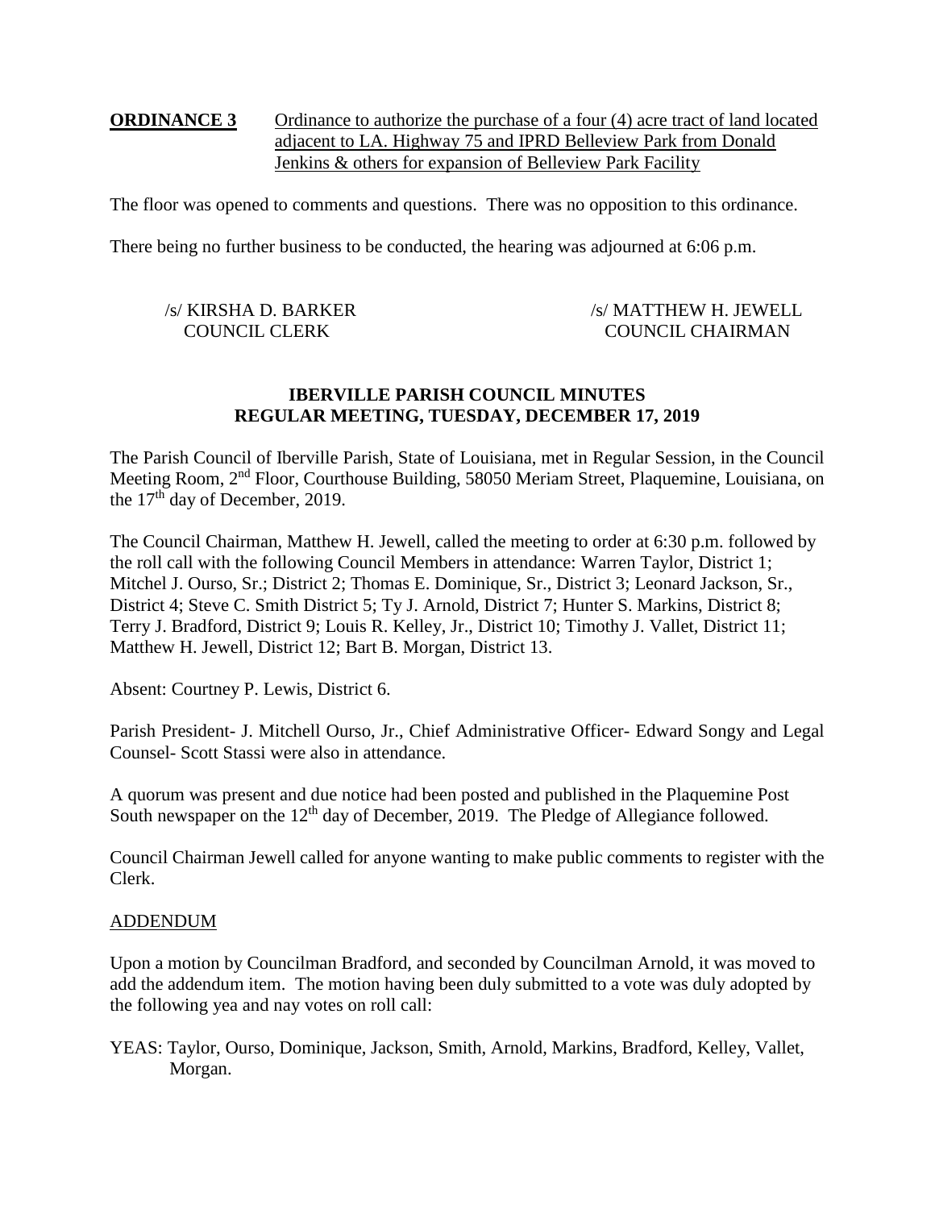**ORDINANCE 3** Ordinance to authorize the purchase of a four (4) acre tract of land located adjacent to LA. Highway 75 and IPRD Belleview Park from Donald Jenkins & others for expansion of Belleview Park Facility

The floor was opened to comments and questions. There was no opposition to this ordinance.

There being no further business to be conducted, the hearing was adjourned at 6:06 p.m.

/s/ KIRSHA D. BARKER
COUNCIL CLERK

/s/ MATTHEW H. JEWELL
COUNCIL CHAIRMAN

## IBERVILLE PARISH COUNCIL MINUTES
## REGULAR MEETING, TUESDAY, DECEMBER 17, 2019

The Parish Council of Iberville Parish, State of Louisiana, met in Regular Session, in the Council Meeting Room, 2nd Floor, Courthouse Building, 58050 Meriam Street, Plaquemine, Louisiana, on the 17th day of December, 2019.

The Council Chairman, Matthew H. Jewell, called the meeting to order at 6:30 p.m. followed by the roll call with the following Council Members in attendance: Warren Taylor, District 1; Mitchel J. Ourso, Sr.; District 2; Thomas E. Dominique, Sr., District 3; Leonard Jackson, Sr., District 4; Steve C. Smith District 5; Ty J. Arnold, District 7; Hunter S. Markins, District 8; Terry J. Bradford, District 9; Louis R. Kelley, Jr., District 10; Timothy J. Vallet, District 11; Matthew H. Jewell, District 12; Bart B. Morgan, District 13.

Absent: Courtney P. Lewis, District 6.

Parish President- J. Mitchell Ourso, Jr., Chief Administrative Officer- Edward Songy and Legal Counsel- Scott Stassi were also in attendance.

A quorum was present and due notice had been posted and published in the Plaquemine Post South newspaper on the 12th day of December, 2019. The Pledge of Allegiance followed.

Council Chairman Jewell called for anyone wanting to make public comments to register with the Clerk.

ADDENDUM

Upon a motion by Councilman Bradford, and seconded by Councilman Arnold, it was moved to add the addendum item. The motion having been duly submitted to a vote was duly adopted by the following yea and nay votes on roll call:

YEAS: Taylor, Ourso, Dominique, Jackson, Smith, Arnold, Markins, Bradford, Kelley, Vallet, Morgan.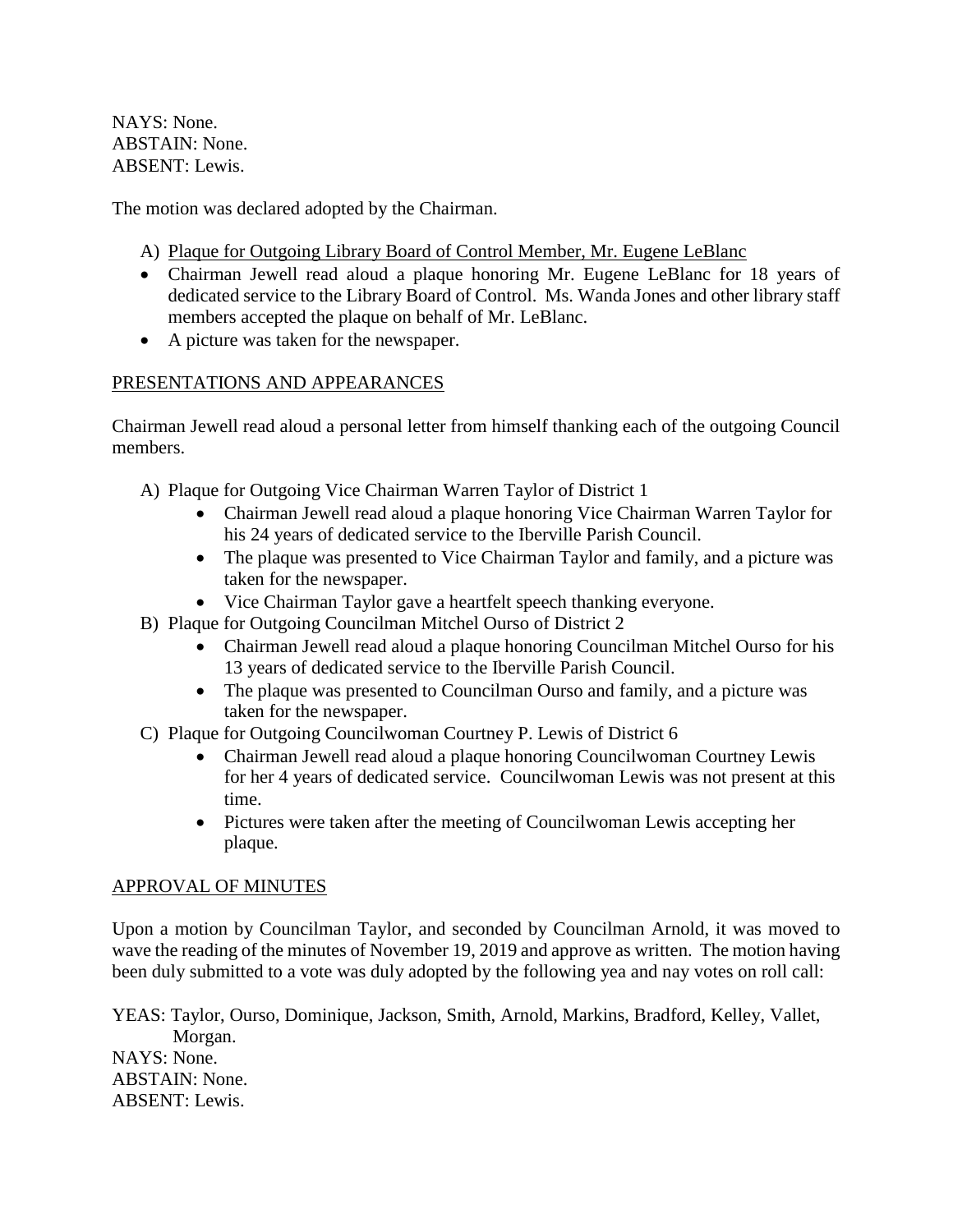NAYS: None.
ABSTAIN: None.
ABSENT: Lewis.

The motion was declared adopted by the Chairman.

A) Plaque for Outgoing Library Board of Control Member, Mr. Eugene LeBlanc

- Chairman Jewell read aloud a plaque honoring Mr. Eugene LeBlanc for 18 years of dedicated service to the Library Board of Control. Ms. Wanda Jones and other library staff members accepted the plaque on behalf of Mr. LeBlanc.
- A picture was taken for the newspaper.

PRESENTATIONS AND APPEARANCES

Chairman Jewell read aloud a personal letter from himself thanking each of the outgoing Council members.

A) Plaque for Outgoing Vice Chairman Warren Taylor of District 1
   - Chairman Jewell read aloud a plaque honoring Vice Chairman Warren Taylor for his 24 years of dedicated service to the Iberville Parish Council.
   - The plaque was presented to Vice Chairman Taylor and family, and a picture was taken for the newspaper.
   - Vice Chairman Taylor gave a heartfelt speech thanking everyone.

B) Plaque for Outgoing Councilman Mitchel Ourso of District 2
   - Chairman Jewell read aloud a plaque honoring Councilman Mitchel Ourso for his 13 years of dedicated service to the Iberville Parish Council.
   - The plaque was presented to Councilman Ourso and family, and a picture was taken for the newspaper.

C) Plaque for Outgoing Councilwoman Courtney P. Lewis of District 6
   - Chairman Jewell read aloud a plaque honoring Councilwoman Courtney Lewis for her 4 years of dedicated service. Councilwoman Lewis was not present at this time.
   - Pictures were taken after the meeting of Councilwoman Lewis accepting her plaque.

APPROVAL OF MINUTES

Upon a motion by Councilman Taylor, and seconded by Councilman Arnold, it was moved to wave the reading of the minutes of November 19, 2019 and approve as written. The motion having been duly submitted to a vote was duly adopted by the following yea and nay votes on roll call:

YEAS: Taylor, Ourso, Dominique, Jackson, Smith, Arnold, Markins, Bradford, Kelley, Vallet, Morgan.
NAYS: None.
ABSTAIN: None.
ABSENT: Lewis.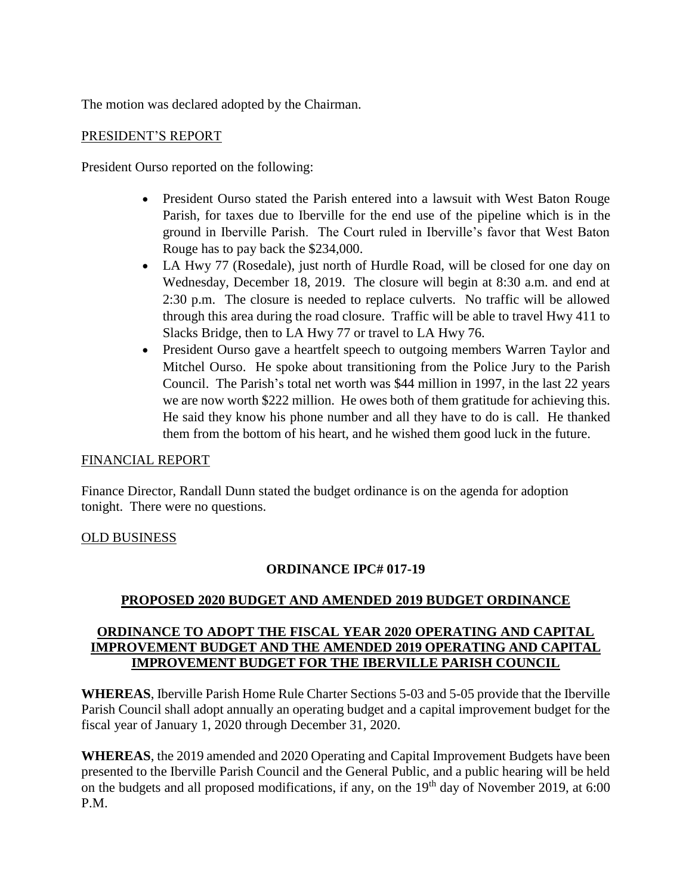The motion was declared adopted by the Chairman.

PRESIDENT'S REPORT

President Ourso reported on the following:

- President Ourso stated the Parish entered into a lawsuit with West Baton Rouge Parish, for taxes due to Iberville for the end use of the pipeline which is in the ground in Iberville Parish. The Court ruled in Iberville's favor that West Baton Rouge has to pay back the $234,000.
- LA Hwy 77 (Rosedale), just north of Hurdle Road, will be closed for one day on Wednesday, December 18, 2019. The closure will begin at 8:30 a.m. and end at 2:30 p.m. The closure is needed to replace culverts. No traffic will be allowed through this area during the road closure. Traffic will be able to travel Hwy 411 to Slacks Bridge, then to LA Hwy 77 or travel to LA Hwy 76.
- President Ourso gave a heartfelt speech to outgoing members Warren Taylor and Mitchel Ourso. He spoke about transitioning from the Police Jury to the Parish Council. The Parish's total net worth was $44 million in 1997, in the last 22 years we are now worth $222 million. He owes both of them gratitude for achieving this. He said they know his phone number and all they have to do is call. He thanked them from the bottom of his heart, and he wished them good luck in the future.

FINANCIAL REPORT

Finance Director, Randall Dunn stated the budget ordinance is on the agenda for adoption tonight. There were no questions.

OLD BUSINESS

**ORDINANCE IPC# 017-19**

**PROPOSED 2020 BUDGET AND AMENDED 2019 BUDGET ORDINANCE**

**ORDINANCE TO ADOPT THE FISCAL YEAR 2020 OPERATING AND CAPITAL IMPROVEMENT BUDGET AND THE AMENDED 2019 OPERATING AND CAPITAL IMPROVEMENT BUDGET FOR THE IBERVILLE PARISH COUNCIL**

**WHEREAS**, Iberville Parish Home Rule Charter Sections 5-03 and 5-05 provide that the Iberville Parish Council shall adopt annually an operating budget and a capital improvement budget for the fiscal year of January 1, 2020 through December 31, 2020.

**WHEREAS**, the 2019 amended and 2020 Operating and Capital Improvement Budgets have been presented to the Iberville Parish Council and the General Public, and a public hearing will be held on the budgets and all proposed modifications, if any, on the 19th day of November 2019, at 6:00 P.M.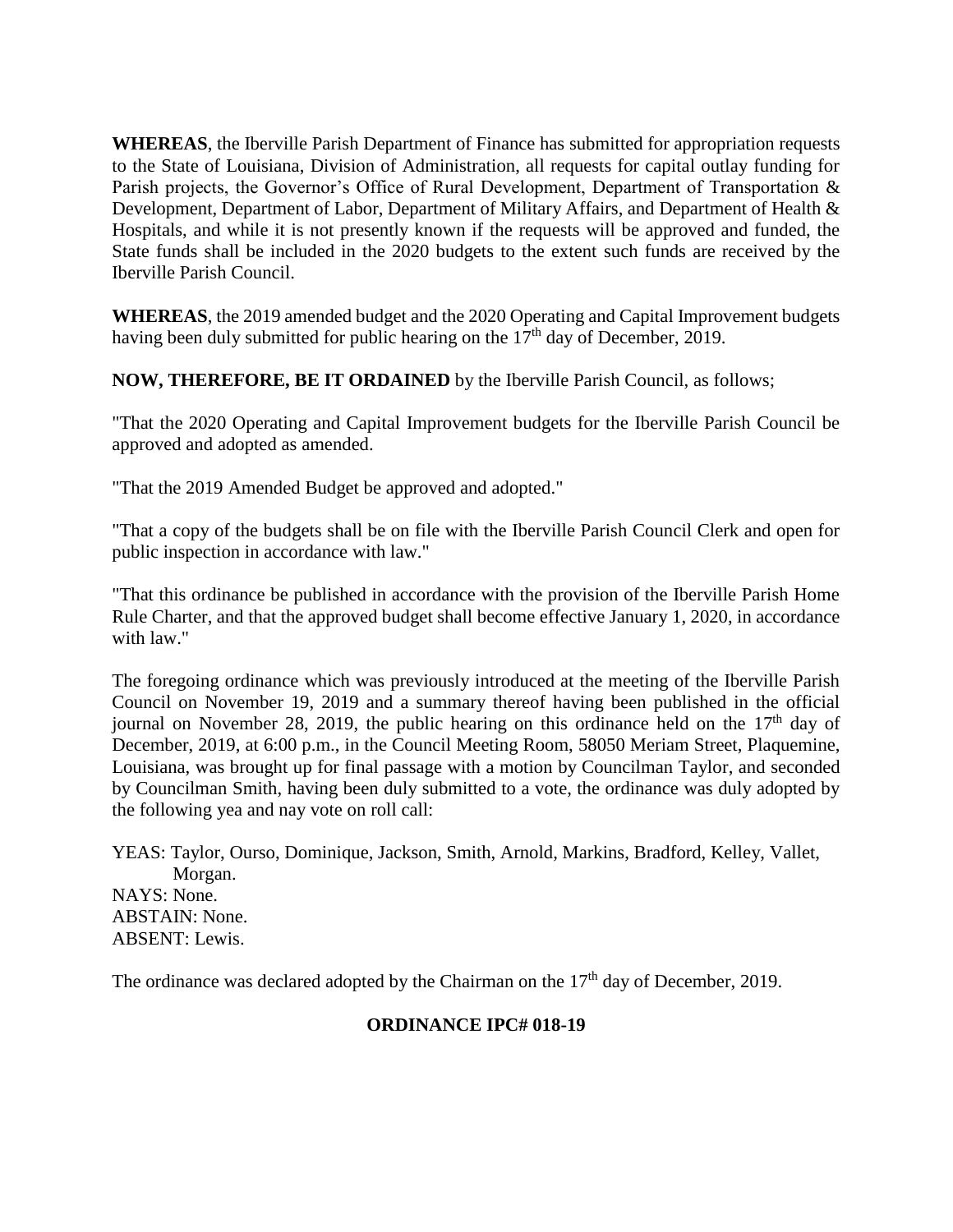**WHEREAS**, the Iberville Parish Department of Finance has submitted for appropriation requests to the State of Louisiana, Division of Administration, all requests for capital outlay funding for Parish projects, the Governor's Office of Rural Development, Department of Transportation & Development, Department of Labor, Department of Military Affairs, and Department of Health & Hospitals, and while it is not presently known if the requests will be approved and funded, the State funds shall be included in the 2020 budgets to the extent such funds are received by the Iberville Parish Council.

**WHEREAS**, the 2019 amended budget and the 2020 Operating and Capital Improvement budgets having been duly submitted for public hearing on the 17th day of December, 2019.

**NOW, THEREFORE, BE IT ORDAINED** by the Iberville Parish Council, as follows;

"That the 2020 Operating and Capital Improvement budgets for the Iberville Parish Council be approved and adopted as amended.

"That the 2019 Amended Budget be approved and adopted."

"That a copy of the budgets shall be on file with the Iberville Parish Council Clerk and open for public inspection in accordance with law."

"That this ordinance be published in accordance with the provision of the Iberville Parish Home Rule Charter, and that the approved budget shall become effective January 1, 2020, in accordance with law."

The foregoing ordinance which was previously introduced at the meeting of the Iberville Parish Council on November 19, 2019 and a summary thereof having been published in the official journal on November 28, 2019, the public hearing on this ordinance held on the 17th day of December, 2019, at 6:00 p.m., in the Council Meeting Room, 58050 Meriam Street, Plaquemine, Louisiana, was brought up for final passage with a motion by Councilman Taylor, and seconded by Councilman Smith, having been duly submitted to a vote, the ordinance was duly adopted by the following yea and nay vote on roll call:

YEAS: Taylor, Ourso, Dominique, Jackson, Smith, Arnold, Markins, Bradford, Kelley, Vallet, Morgan.
NAYS: None.
ABSTAIN: None.
ABSENT: Lewis.

The ordinance was declared adopted by the Chairman on the 17th day of December, 2019.

**ORDINANCE IPC# 018-19**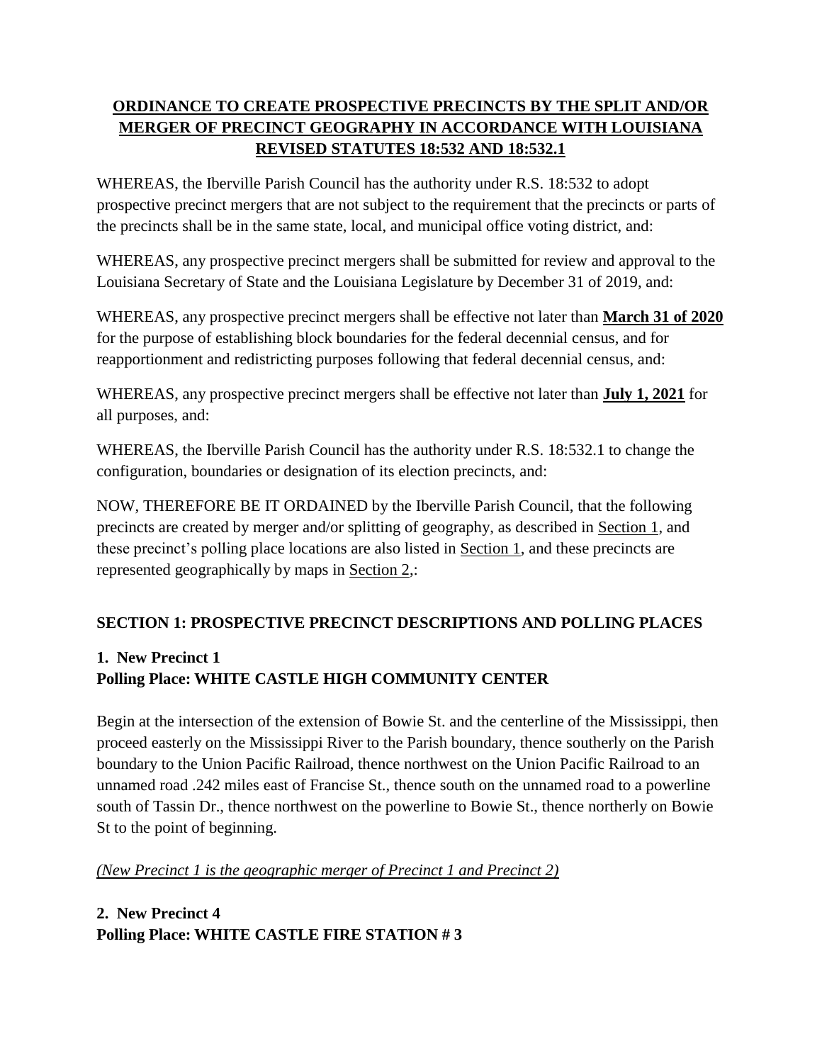**ORDINANCE TO CREATE PROSPECTIVE PRECINCTS BY THE SPLIT AND/OR MERGER OF PRECINCT GEOGRAPHY IN ACCORDANCE WITH LOUISIANA REVISED STATUTES 18:532 AND 18:532.1**

WHEREAS, the Iberville Parish Council has the authority under R.S. 18:532 to adopt prospective precinct mergers that are not subject to the requirement that the precincts or parts of the precincts shall be in the same state, local, and municipal office voting district, and:

WHEREAS, any prospective precinct mergers shall be submitted for review and approval to the Louisiana Secretary of State and the Louisiana Legislature by December 31 of 2019, and:

WHEREAS, any prospective precinct mergers shall be effective not later than **March 31 of 2020** for the purpose of establishing block boundaries for the federal decennial census, and for reapportionment and redistricting purposes following that federal decennial census, and:

WHEREAS, any prospective precinct mergers shall be effective not later than **July 1, 2021** for all purposes, and:

WHEREAS, the Iberville Parish Council has the authority under R.S. 18:532.1 to change the configuration, boundaries or designation of its election precincts, and:

NOW, THEREFORE BE IT ORDAINED by the Iberville Parish Council, that the following precincts are created by merger and/or splitting of geography, as described in Section 1, and these precinct's polling place locations are also listed in Section 1, and these precincts are represented geographically by maps in Section 2,:

## SECTION 1: PROSPECTIVE PRECINCT DESCRIPTIONS AND POLLING PLACES

### 1. New Precinct 1
### Polling Place: WHITE CASTLE HIGH COMMUNITY CENTER

Begin at the intersection of the extension of Bowie St. and the centerline of the Mississippi, then proceed easterly on the Mississippi River to the Parish boundary, thence southerly on the Parish boundary to the Union Pacific Railroad, thence northwest on the Union Pacific Railroad to an unnamed road .242 miles east of Francise St., thence south on the unnamed road to a powerline south of Tassin Dr., thence northwest on the powerline to Bowie St., thence northerly on Bowie St to the point of beginning.

*(New Precinct 1 is the geographic merger of Precinct 1 and Precinct 2)*

### 2. New Precinct 4
### Polling Place: WHITE CASTLE FIRE STATION # 3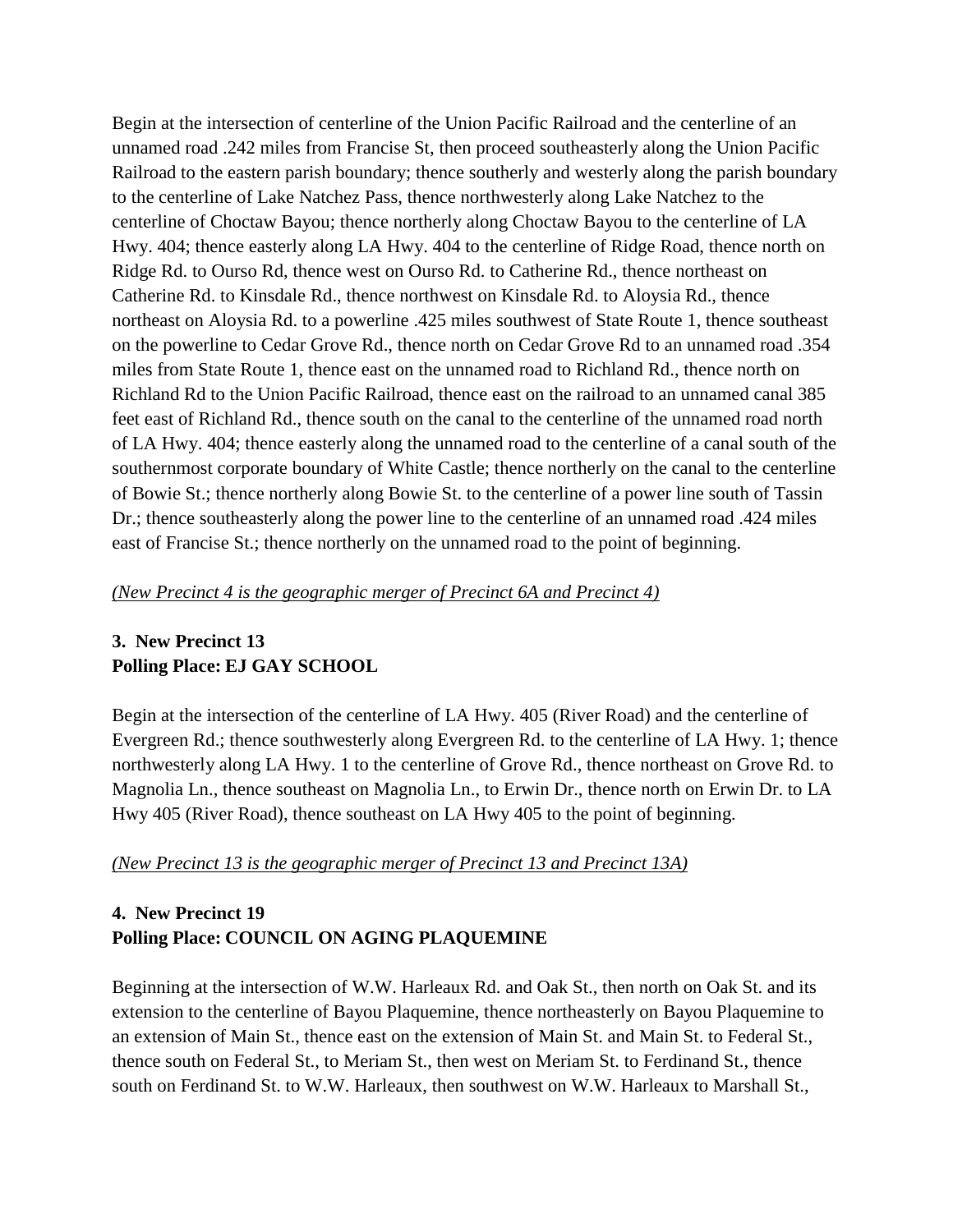Begin at the intersection of centerline of the Union Pacific Railroad and the centerline of an unnamed road .242 miles from Francise St, then proceed southeasterly along the Union Pacific Railroad to the eastern parish boundary; thence southerly and westerly along the parish boundary to the centerline of Lake Natchez Pass, thence northwesterly along Lake Natchez to the centerline of Choctaw Bayou; thence northerly along Choctaw Bayou to the centerline of LA Hwy. 404; thence easterly along LA Hwy. 404 to the centerline of Ridge Road, thence north on Ridge Rd. to Ourso Rd, thence west on Ourso Rd. to Catherine Rd., thence northeast on Catherine Rd. to Kinsdale Rd., thence northwest on Kinsdale Rd. to Aloysia Rd., thence northeast on Aloysia Rd. to a powerline .425 miles southwest of State Route 1, thence southeast on the powerline to Cedar Grove Rd., thence north on Cedar Grove Rd to an unnamed road .354 miles from State Route 1, thence east on the unnamed road to Richland Rd., thence north on Richland Rd to the Union Pacific Railroad, thence east on the railroad to an unnamed canal 385 feet east of Richland Rd., thence south on the canal to the centerline of the unnamed road north of LA Hwy. 404; thence easterly along the unnamed road to the centerline of a canal south of the southernmost corporate boundary of White Castle; thence northerly on the canal to the centerline of Bowie St.; thence northerly along Bowie St. to the centerline of a power line south of Tassin Dr.; thence southeasterly along the power line to the centerline of an unnamed road .424 miles east of Francise St.; thence northerly on the unnamed road to the point of beginning.

*(New Precinct 4 is the geographic merger of Precinct 6A and Precinct 4)*

**3. New Precinct 13**
**Polling Place: EJ GAY SCHOOL**

Begin at the intersection of the centerline of LA Hwy. 405 (River Road) and the centerline of Evergreen Rd.; thence southwesterly along Evergreen Rd. to the centerline of LA Hwy. 1; thence northwesterly along LA Hwy. 1 to the centerline of Grove Rd., thence northeast on Grove Rd. to Magnolia Ln., thence southeast on Magnolia Ln., to Erwin Dr., thence north on Erwin Dr. to LA Hwy 405 (River Road), thence southeast on LA Hwy 405 to the point of beginning.

*(New Precinct 13 is the geographic merger of Precinct 13 and Precinct 13A)*

**4. New Precinct 19**
**Polling Place: COUNCIL ON AGING PLAQUEMINE**

Beginning at the intersection of W.W. Harleaux Rd. and Oak St., then north on Oak St. and its extension to the centerline of Bayou Plaquemine, thence northeasterly on Bayou Plaquemine to an extension of Main St., thence east on the extension of Main St. and Main St. to Federal St., thence south on Federal St., to Meriam St., then west on Meriam St. to Ferdinand St., thence south on Ferdinand St. to W.W. Harleaux, then southwest on W.W. Harleaux to Marshall St.,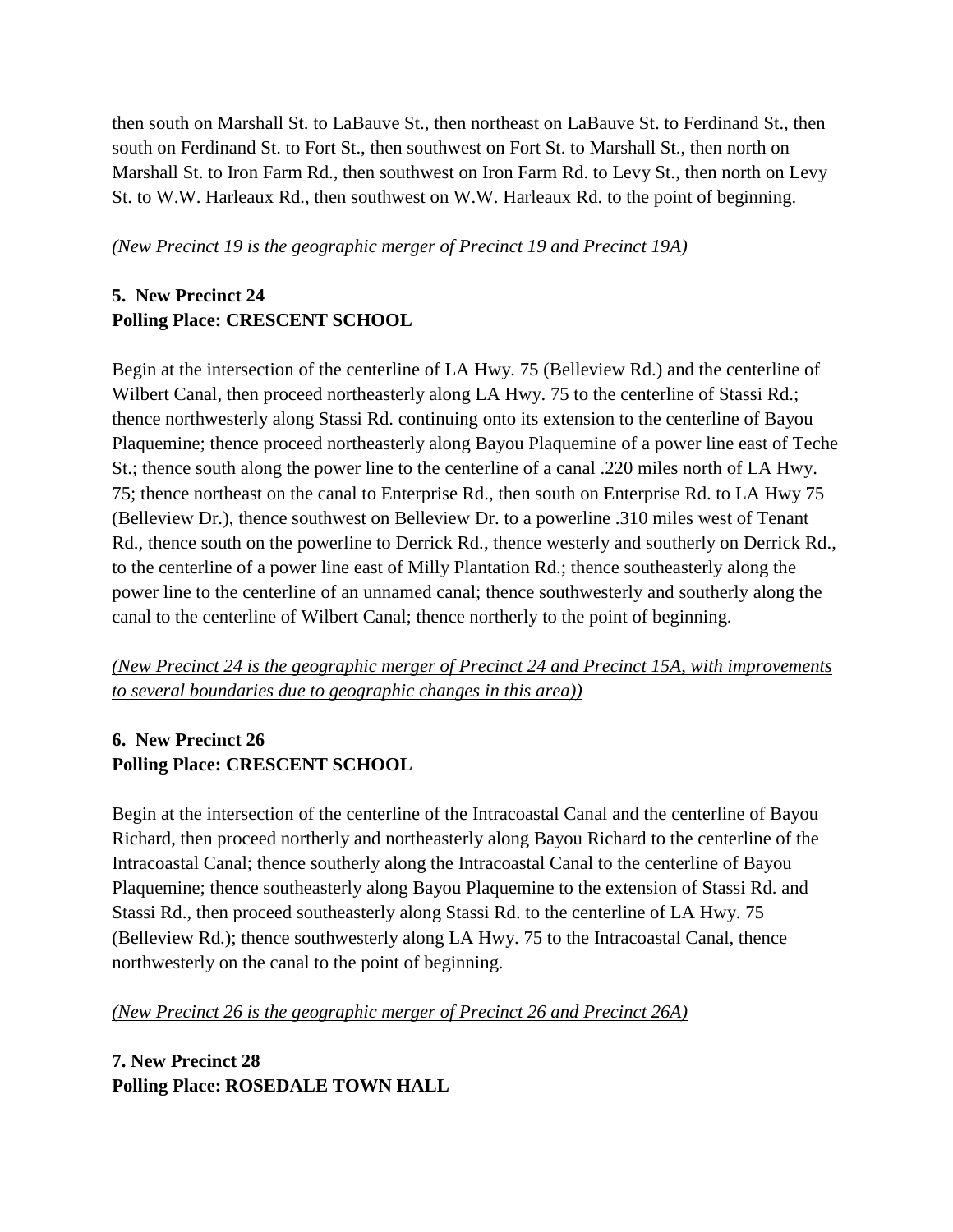then south on Marshall St. to LaBauve St., then northeast on LaBauve St. to Ferdinand St., then south on Ferdinand St. to Fort St., then southwest on Fort St. to Marshall St., then north on Marshall St. to Iron Farm Rd., then southwest on Iron Farm Rd. to Levy St., then north on Levy St. to W.W. Harleaux Rd., then southwest on W.W. Harleaux Rd. to the point of beginning.

*(New Precinct 19 is the geographic merger of Precinct 19 and Precinct 19A)*

**5. New Precinct 24**
**Polling Place: CRESCENT SCHOOL**

Begin at the intersection of the centerline of LA Hwy. 75 (Belleview Rd.) and the centerline of Wilbert Canal, then proceed northeasterly along LA Hwy. 75 to the centerline of Stassi Rd.; thence northwesterly along Stassi Rd. continuing onto its extension to the centerline of Bayou Plaquemine; thence proceed northeasterly along Bayou Plaquemine of a power line east of Teche St.; thence south along the power line to the centerline of a canal .220 miles north of LA Hwy. 75; thence northeast on the canal to Enterprise Rd., then south on Enterprise Rd. to LA Hwy 75 (Belleview Dr.), thence southwest on Belleview Dr. to a powerline .310 miles west of Tenant Rd., thence south on the powerline to Derrick Rd., thence westerly and southerly on Derrick Rd., to the centerline of a power line east of Milly Plantation Rd.; thence southeasterly along the power line to the centerline of an unnamed canal; thence southwesterly and southerly along the canal to the centerline of Wilbert Canal; thence northerly to the point of beginning.

*(New Precinct 24 is the geographic merger of Precinct 24 and Precinct 15A, with improvements to several boundaries due to geographic changes in this area))*

**6. New Precinct 26**
**Polling Place: CRESCENT SCHOOL**

Begin at the intersection of the centerline of the Intracoastal Canal and the centerline of Bayou Richard, then proceed northerly and northeasterly along Bayou Richard to the centerline of the Intracoastal Canal; thence southerly along the Intracoastal Canal to the centerline of Bayou Plaquemine; thence southeasterly along Bayou Plaquemine to the extension of Stassi Rd. and Stassi Rd., then proceed southeasterly along Stassi Rd. to the centerline of LA Hwy. 75 (Belleview Rd.); thence southwesterly along LA Hwy. 75 to the Intracoastal Canal, thence northwesterly on the canal to the point of beginning.

*(New Precinct 26 is the geographic merger of Precinct 26 and Precinct 26A)*

**7. New Precinct 28**
**Polling Place: ROSEDALE TOWN HALL**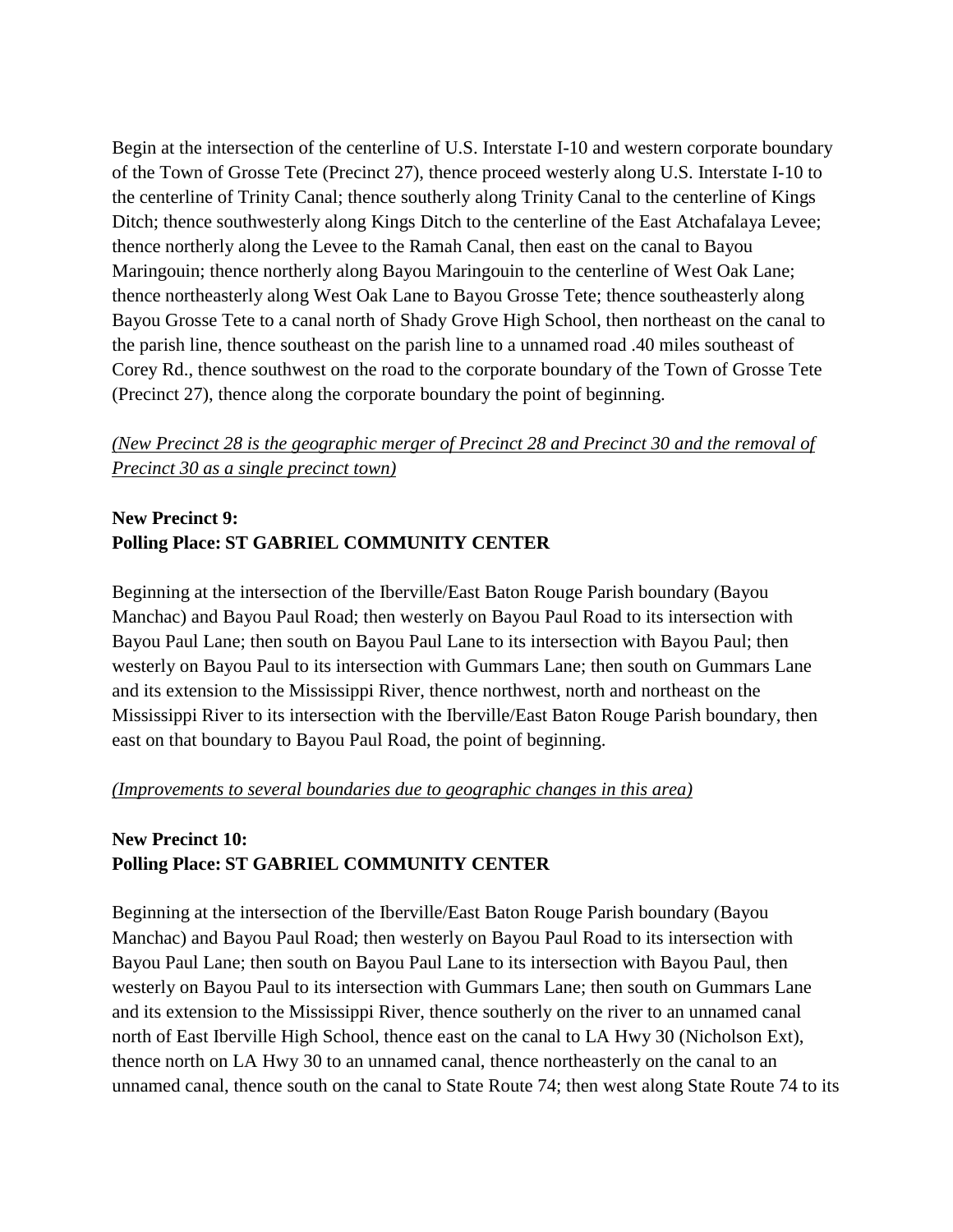Begin at the intersection of the centerline of U.S. Interstate I-10 and western corporate boundary of the Town of Grosse Tete (Precinct 27), thence proceed westerly along U.S. Interstate I-10 to the centerline of Trinity Canal; thence southerly along Trinity Canal to the centerline of Kings Ditch; thence southwesterly along Kings Ditch to the centerline of the East Atchafalaya Levee; thence northerly along the Levee to the Ramah Canal, then east on the canal to Bayou Maringouin; thence northerly along Bayou Maringouin to the centerline of West Oak Lane; thence northeasterly along West Oak Lane to Bayou Grosse Tete; thence southeasterly along Bayou Grosse Tete to a canal north of Shady Grove High School, then northeast on the canal to the parish line, thence southeast on the parish line to a unnamed road .40 miles southeast of Corey Rd., thence southwest on the road to the corporate boundary of the Town of Grosse Tete (Precinct 27), thence along the corporate boundary the point of beginning.

*(New Precinct 28 is the geographic merger of Precinct 28 and Precinct 30 and the removal of Precinct 30 as a single precinct town)*

**New Precinct 9:**
**Polling Place: ST GABRIEL COMMUNITY CENTER**

Beginning at the intersection of the Iberville/East Baton Rouge Parish boundary (Bayou Manchac) and Bayou Paul Road; then westerly on Bayou Paul Road to its intersection with Bayou Paul Lane; then south on Bayou Paul Lane to its intersection with Bayou Paul; then westerly on Bayou Paul to its intersection with Gummars Lane; then south on Gummars Lane and its extension to the Mississippi River, thence northwest, north and northeast on the Mississippi River to its intersection with the Iberville/East Baton Rouge Parish boundary, then east on that boundary to Bayou Paul Road, the point of beginning.

*(Improvements to several boundaries due to geographic changes in this area)*

**New Precinct 10:**
**Polling Place: ST GABRIEL COMMUNITY CENTER**

Beginning at the intersection of the Iberville/East Baton Rouge Parish boundary (Bayou Manchac) and Bayou Paul Road; then westerly on Bayou Paul Road to its intersection with Bayou Paul Lane; then south on Bayou Paul Lane to its intersection with Bayou Paul, then westerly on Bayou Paul to its intersection with Gummars Lane; then south on Gummars Lane and its extension to the Mississippi River, thence southerly on the river to an unnamed canal north of East Iberville High School, thence east on the canal to LA Hwy 30 (Nicholson Ext), thence north on LA Hwy 30 to an unnamed canal, thence northeasterly on the canal to an unnamed canal, thence south on the canal to State Route 74; then west along State Route 74 to its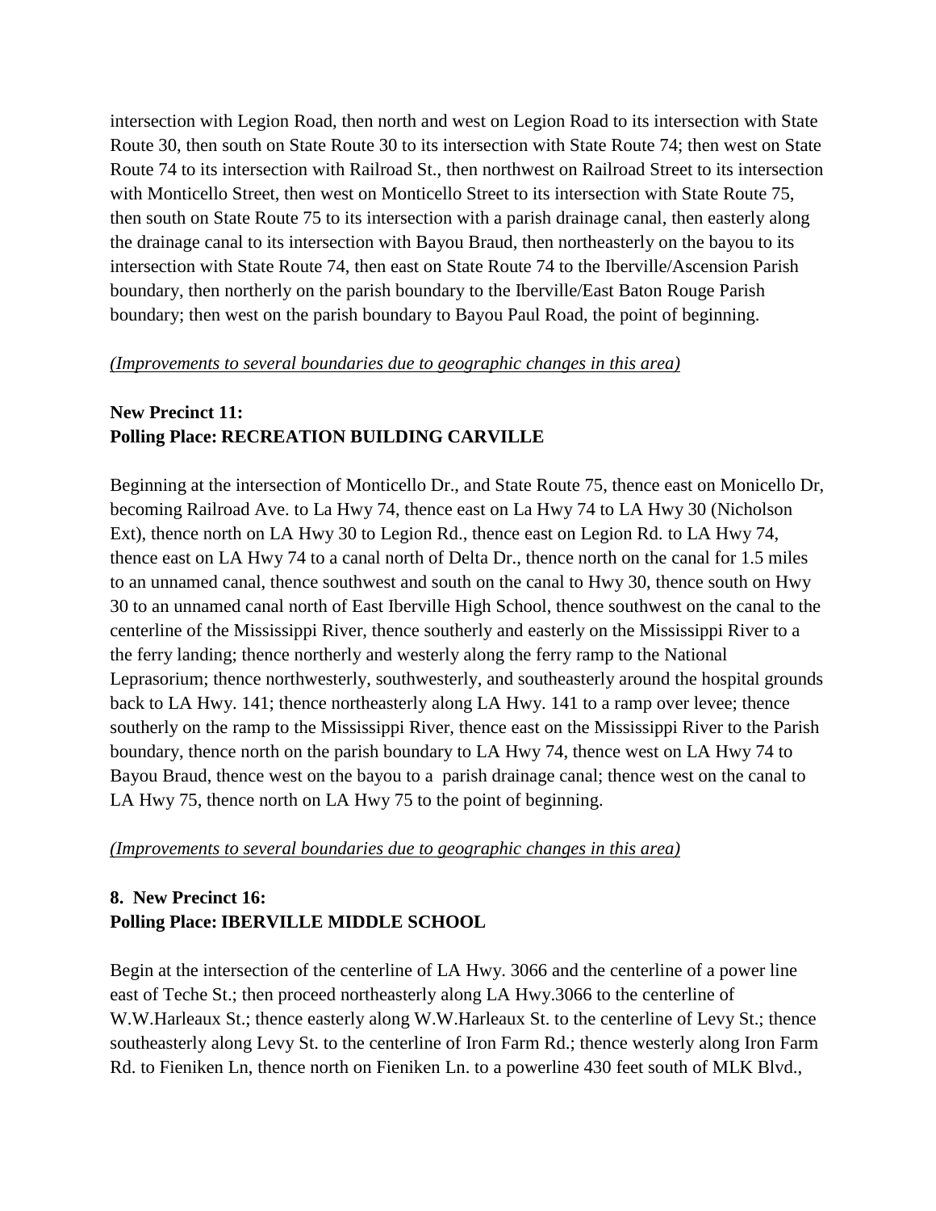intersection with Legion Road, then north and west on Legion Road to its intersection with State Route 30, then south on State Route 30 to its intersection with State Route 74; then west on State Route 74 to its intersection with Railroad St., then northwest on Railroad Street to its intersection with Monticello Street, then west on Monticello Street to its intersection with State Route 75, then south on State Route 75 to its intersection with a parish drainage canal, then easterly along the drainage canal to its intersection with Bayou Braud, then northeasterly on the bayou to its intersection with State Route 74, then east on State Route 74 to the Iberville/Ascension Parish boundary, then northerly on the parish boundary to the Iberville/East Baton Rouge Parish boundary; then west on the parish boundary to Bayou Paul Road, the point of beginning.

*(Improvements to several boundaries due to geographic changes in this area)*

**New Precinct 11:**
**Polling Place: RECREATION BUILDING CARVILLE**

Beginning at the intersection of Monticello Dr., and State Route 75, thence east on Monicello Dr, becoming Railroad Ave. to La Hwy 74, thence east on La Hwy 74 to LA Hwy 30 (Nicholson Ext), thence north on LA Hwy 30 to Legion Rd., thence east on Legion Rd. to LA Hwy 74, thence east on LA Hwy 74 to a canal north of Delta Dr., thence north on the canal for 1.5 miles to an unnamed canal, thence southwest and south on the canal to Hwy 30, thence south on Hwy 30 to an unnamed canal north of East Iberville High School, thence southwest on the canal to the centerline of the Mississippi River, thence southerly and easterly on the Mississippi River to a the ferry landing; thence northerly and westerly along the ferry ramp to the National Leprasorium; thence northwesterly, southwesterly, and southeasterly around the hospital grounds back to LA Hwy. 141; thence northeasterly along LA Hwy. 141 to a ramp over levee; thence southerly on the ramp to the Mississippi River, thence east on the Mississippi River to the Parish boundary, thence north on the parish boundary to LA Hwy 74, thence west on LA Hwy 74 to Bayou Braud, thence west on the bayou to a parish drainage canal; thence west on the canal to LA Hwy 75, thence north on LA Hwy 75 to the point of beginning.

*(Improvements to several boundaries due to geographic changes in this area)*

**8. New Precinct 16:**
**Polling Place: IBERVILLE MIDDLE SCHOOL**

Begin at the intersection of the centerline of LA Hwy. 3066 and the centerline of a power line east of Teche St.; then proceed northeasterly along LA Hwy.3066 to the centerline of W.W.Harleaux St.; thence easterly along W.W.Harleaux St. to the centerline of Levy St.; thence southeasterly along Levy St. to the centerline of Iron Farm Rd.; thence westerly along Iron Farm Rd. to Fieniken Ln, thence north on Fieniken Ln. to a powerline 430 feet south of MLK Blvd.,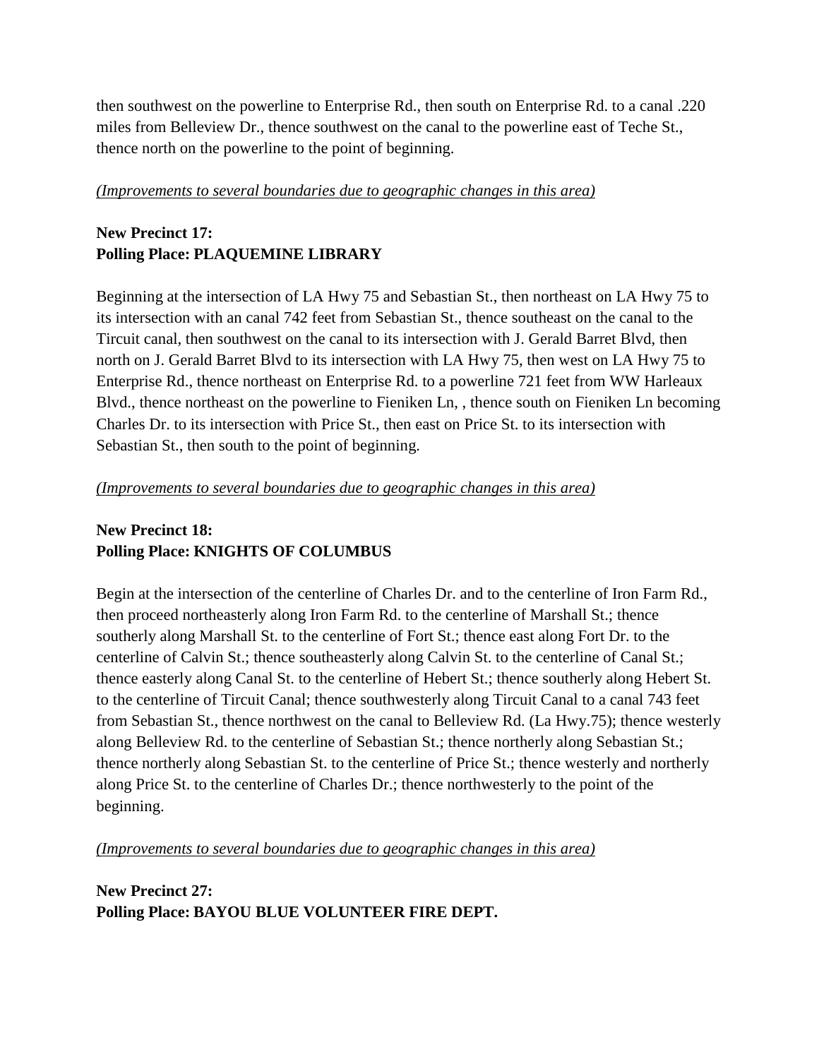then southwest on the powerline to Enterprise Rd., then south on Enterprise Rd. to a canal .220 miles from Belleview Dr., thence southwest on the canal to the powerline east of Teche St., thence north on the powerline to the point of beginning.

*(Improvements to several boundaries due to geographic changes in this area)*

**New Precinct 17:**
**Polling Place: PLAQUEMINE LIBRARY**

Beginning at the intersection of LA Hwy 75 and Sebastian St., then northeast on LA Hwy 75 to its intersection with an canal 742 feet from Sebastian St., thence southeast on the canal to the Tircuit canal, then southwest on the canal to its intersection with J. Gerald Barret Blvd, then north on J. Gerald Barret Blvd to its intersection with LA Hwy 75, then west on LA Hwy 75 to Enterprise Rd., thence northeast on Enterprise Rd. to a powerline 721 feet from WW Harleaux Blvd., thence northeast on the powerline to Fieniken Ln, , thence south on Fieniken Ln becoming Charles Dr. to its intersection with Price St., then east on Price St. to its intersection with Sebastian St., then south to the point of beginning.

*(Improvements to several boundaries due to geographic changes in this area)*

**New Precinct 18:**
**Polling Place: KNIGHTS OF COLUMBUS**

Begin at the intersection of the centerline of Charles Dr. and to the centerline of Iron Farm Rd., then proceed northeasterly along Iron Farm Rd. to the centerline of Marshall St.; thence southerly along Marshall St. to the centerline of Fort St.; thence east along Fort Dr. to the centerline of Calvin St.; thence southeasterly along Calvin St. to the centerline of Canal St.; thence easterly along Canal St. to the centerline of Hebert St.; thence southerly along Hebert St. to the centerline of Tircuit Canal; thence southwesterly along Tircuit Canal to a canal 743 feet from Sebastian St., thence northwest on the canal to Belleview Rd. (La Hwy.75); thence westerly along Belleview Rd. to the centerline of Sebastian St.; thence northerly along Sebastian St.; thence northerly along Sebastian St. to the centerline of Price St.; thence westerly and northerly along Price St. to the centerline of Charles Dr.; thence northwesterly to the point of the beginning.

*(Improvements to several boundaries due to geographic changes in this area)*

**New Precinct 27:**
**Polling Place: BAYOU BLUE VOLUNTEER FIRE DEPT.**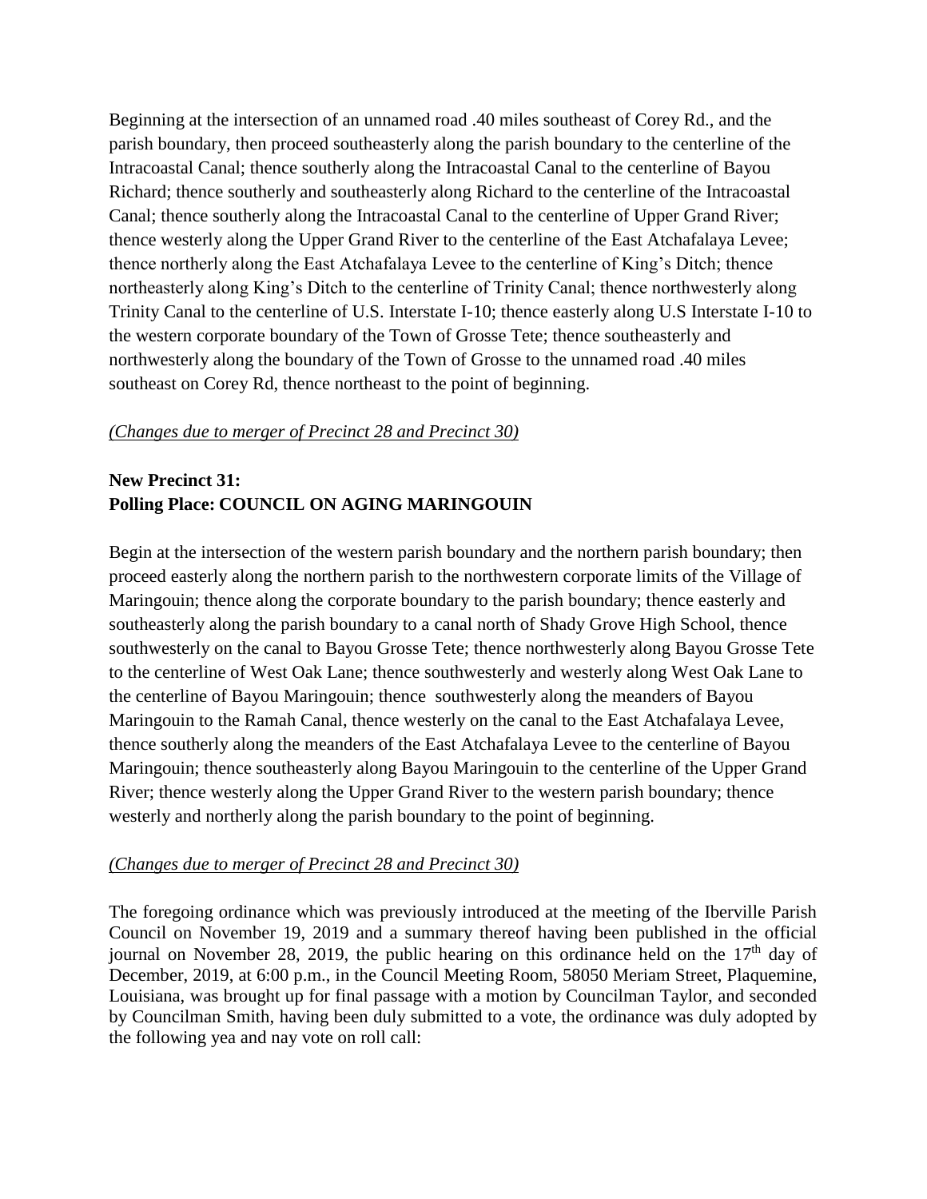Beginning at the intersection of an unnamed road .40 miles southeast of Corey Rd., and the parish boundary, then proceed southeasterly along the parish boundary to the centerline of the Intracoastal Canal; thence southerly along the Intracoastal Canal to the centerline of Bayou Richard; thence southerly and southeasterly along Richard to the centerline of the Intracoastal Canal; thence southerly along the Intracoastal Canal to the centerline of Upper Grand River; thence westerly along the Upper Grand River to the centerline of the East Atchafalaya Levee; thence northerly along the East Atchafalaya Levee to the centerline of King's Ditch; thence northeasterly along King's Ditch to the centerline of Trinity Canal; thence northwesterly along Trinity Canal to the centerline of U.S. Interstate I-10; thence easterly along U.S Interstate I-10 to the western corporate boundary of the Town of Grosse Tete; thence southeasterly and northwesterly along the boundary of the Town of Grosse to the unnamed road .40 miles southeast on Corey Rd, thence northeast to the point of beginning.

*(Changes due to merger of Precinct 28 and Precinct 30)*

**New Precinct 31:**
**Polling Place: COUNCIL ON AGING MARINGOUIN**

Begin at the intersection of the western parish boundary and the northern parish boundary; then proceed easterly along the northern parish to the northwestern corporate limits of the Village of Maringouin; thence along the corporate boundary to the parish boundary; thence easterly and southeasterly along the parish boundary to a canal north of Shady Grove High School, thence southwesterly on the canal to Bayou Grosse Tete; thence northwesterly along Bayou Grosse Tete to the centerline of West Oak Lane; thence southwesterly and westerly along West Oak Lane to the centerline of Bayou Maringouin; thence southwesterly along the meanders of Bayou Maringouin to the Ramah Canal, thence westerly on the canal to the East Atchafalaya Levee, thence southerly along the meanders of the East Atchafalaya Levee to the centerline of Bayou Maringouin; thence southeasterly along Bayou Maringouin to the centerline of the Upper Grand River; thence westerly along the Upper Grand River to the western parish boundary; thence westerly and northerly along the parish boundary to the point of beginning.

*(Changes due to merger of Precinct 28 and Precinct 30)*

The foregoing ordinance which was previously introduced at the meeting of the Iberville Parish Council on November 19, 2019 and a summary thereof having been published in the official journal on November 28, 2019, the public hearing on this ordinance held on the 17th day of December, 2019, at 6:00 p.m., in the Council Meeting Room, 58050 Meriam Street, Plaquemine, Louisiana, was brought up for final passage with a motion by Councilman Taylor, and seconded by Councilman Smith, having been duly submitted to a vote, the ordinance was duly adopted by the following yea and nay vote on roll call: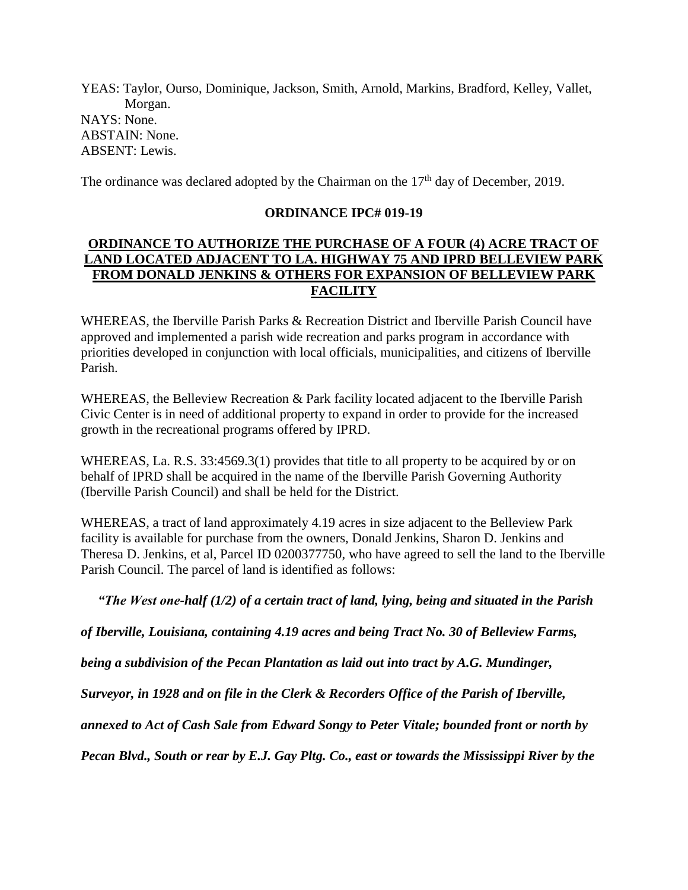YEAS: Taylor, Ourso, Dominique, Jackson, Smith, Arnold, Markins, Bradford, Kelley, Vallet, Morgan.
NAYS: None.
ABSTAIN: None.
ABSENT: Lewis.

The ordinance was declared adopted by the Chairman on the 17th day of December, 2019.

**ORDINANCE IPC# 019-19**

**ORDINANCE TO AUTHORIZE THE PURCHASE OF A FOUR (4) ACRE TRACT OF LAND LOCATED ADJACENT TO LA. HIGHWAY 75 AND IPRD BELLEVIEW PARK FROM DONALD JENKINS & OTHERS FOR EXPANSION OF BELLEVIEW PARK FACILITY**

WHEREAS, the Iberville Parish Parks & Recreation District and Iberville Parish Council have approved and implemented a parish wide recreation and parks program in accordance with priorities developed in conjunction with local officials, municipalities, and citizens of Iberville Parish.

WHEREAS, the Belleview Recreation & Park facility located adjacent to the Iberville Parish Civic Center is in need of additional property to expand in order to provide for the increased growth in the recreational programs offered by IPRD.

WHEREAS, La. R.S. 33:4569.3(1) provides that title to all property to be acquired by or on behalf of IPRD shall be acquired in the name of the Iberville Parish Governing Authority (Iberville Parish Council) and shall be held for the District.

WHEREAS, a tract of land approximately 4.19 acres in size adjacent to the Belleview Park facility is available for purchase from the owners, Donald Jenkins, Sharon D. Jenkins and Theresa D. Jenkins, et al, Parcel ID 0200377750, who have agreed to sell the land to the Iberville Parish Council. The parcel of land is identified as follows:

***"The West one-half (1/2) of a certain tract of land, lying, being and situated in the Parish of Iberville, Louisiana, containing 4.19 acres and being Tract No. 30 of Belleview Farms, being a subdivision of the Pecan Plantation as laid out into tract by A.G. Mundinger, Surveyor, in 1928 and on file in the Clerk & Recorders Office of the Parish of Iberville, annexed to Act of Cash Sale from Edward Songy to Peter Vitale; bounded front or north by Pecan Blvd., South or rear by E.J. Gay Pltg. Co., east or towards the Mississippi River by the***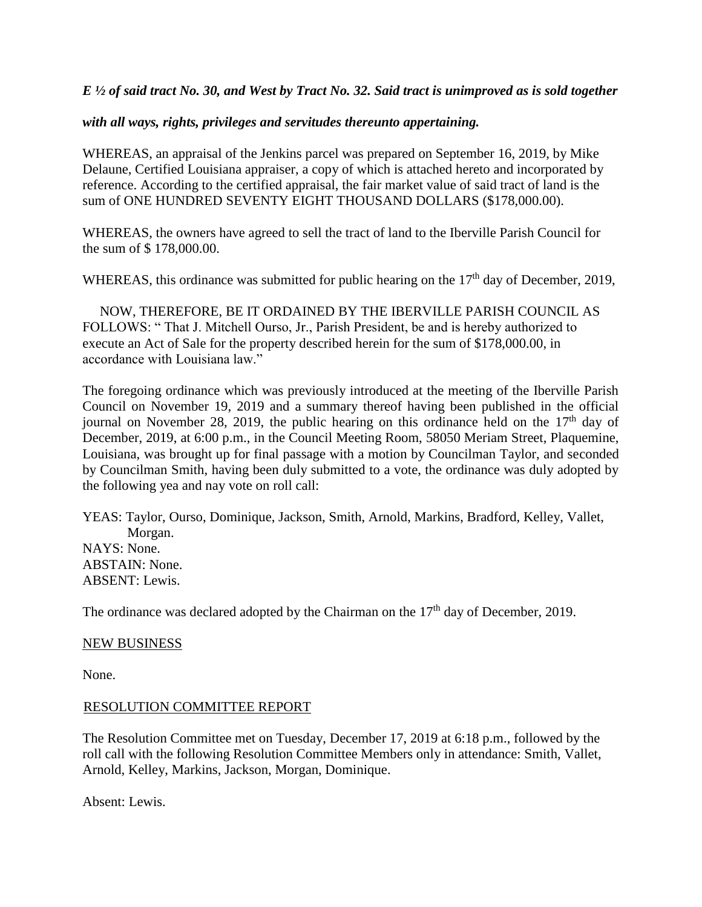***E ½ of said tract No. 30, and West by Tract No. 32. Said tract is unimproved as is sold together with all ways, rights, privileges and servitudes thereunto appertaining.***

WHEREAS, an appraisal of the Jenkins parcel was prepared on September 16, 2019, by Mike Delaune, Certified Louisiana appraiser, a copy of which is attached hereto and incorporated by reference. According to the certified appraisal, the fair market value of said tract of land is the sum of ONE HUNDRED SEVENTY EIGHT THOUSAND DOLLARS ($178,000.00).

WHEREAS, the owners have agreed to sell the tract of land to the Iberville Parish Council for the sum of $ 178,000.00.

WHEREAS, this ordinance was submitted for public hearing on the 17th day of December, 2019,

NOW, THEREFORE, BE IT ORDAINED BY THE IBERVILLE PARISH COUNCIL AS FOLLOWS: " That J. Mitchell Ourso, Jr., Parish President, be and is hereby authorized to execute an Act of Sale for the property described herein for the sum of $178,000.00, in accordance with Louisiana law."

The foregoing ordinance which was previously introduced at the meeting of the Iberville Parish Council on November 19, 2019 and a summary thereof having been published in the official journal on November 28, 2019, the public hearing on this ordinance held on the 17th day of December, 2019, at 6:00 p.m., in the Council Meeting Room, 58050 Meriam Street, Plaquemine, Louisiana, was brought up for final passage with a motion by Councilman Taylor, and seconded by Councilman Smith, having been duly submitted to a vote, the ordinance was duly adopted by the following yea and nay vote on roll call:

YEAS: Taylor, Ourso, Dominique, Jackson, Smith, Arnold, Markins, Bradford, Kelley, Vallet, Morgan.
NAYS: None.
ABSTAIN: None.
ABSENT: Lewis.

The ordinance was declared adopted by the Chairman on the 17th day of December, 2019.

NEW BUSINESS

None.

RESOLUTION COMMITTEE REPORT

The Resolution Committee met on Tuesday, December 17, 2019 at 6:18 p.m., followed by the roll call with the following Resolution Committee Members only in attendance: Smith, Vallet, Arnold, Kelley, Markins, Jackson, Morgan, Dominique.

Absent: Lewis.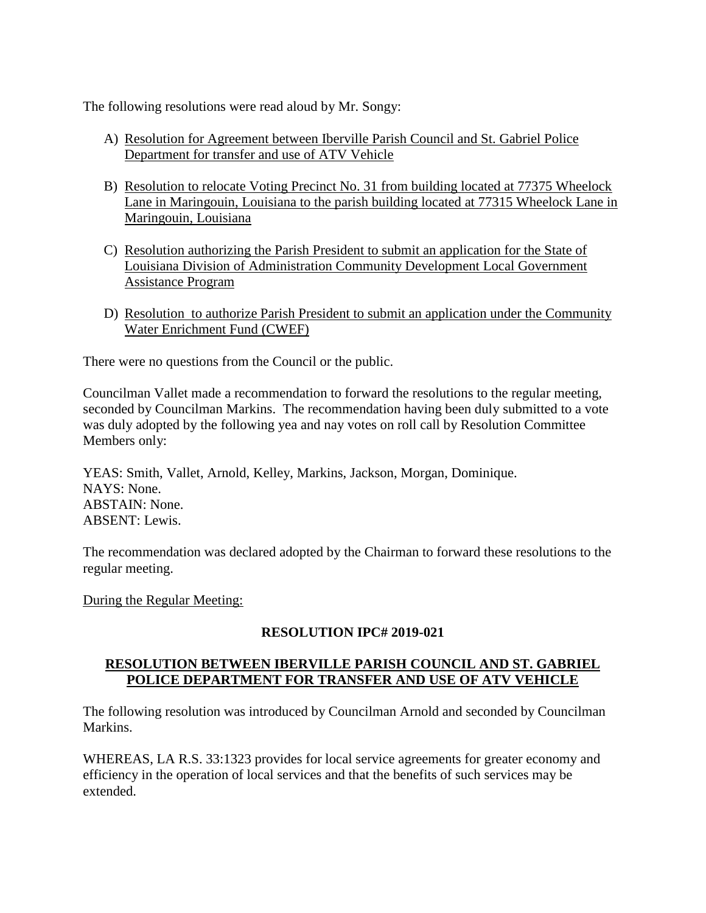The following resolutions were read aloud by Mr. Songy:

A) Resolution for Agreement between Iberville Parish Council and St. Gabriel Police Department for transfer and use of ATV Vehicle

B) Resolution to relocate Voting Precinct No. 31 from building located at 77375 Wheelock Lane in Maringouin, Louisiana to the parish building located at 77315 Wheelock Lane in Maringouin, Louisiana

C) Resolution authorizing the Parish President to submit an application for the State of Louisiana Division of Administration Community Development Local Government Assistance Program

D) Resolution to authorize Parish President to submit an application under the Community Water Enrichment Fund (CWEF)

There were no questions from the Council or the public.

Councilman Vallet made a recommendation to forward the resolutions to the regular meeting, seconded by Councilman Markins. The recommendation having been duly submitted to a vote was duly adopted by the following yea and nay votes on roll call by Resolution Committee Members only:

YEAS: Smith, Vallet, Arnold, Kelley, Markins, Jackson, Morgan, Dominique.
NAYS: None.
ABSTAIN: None.
ABSENT: Lewis.

The recommendation was declared adopted by the Chairman to forward these resolutions to the regular meeting.

During the Regular Meeting:

**RESOLUTION IPC# 2019-021**

**RESOLUTION BETWEEN IBERVILLE PARISH COUNCIL AND ST. GABRIEL POLICE DEPARTMENT FOR TRANSFER AND USE OF ATV VEHICLE**

The following resolution was introduced by Councilman Arnold and seconded by Councilman Markins.

WHEREAS, LA R.S. 33:1323 provides for local service agreements for greater economy and efficiency in the operation of local services and that the benefits of such services may be extended.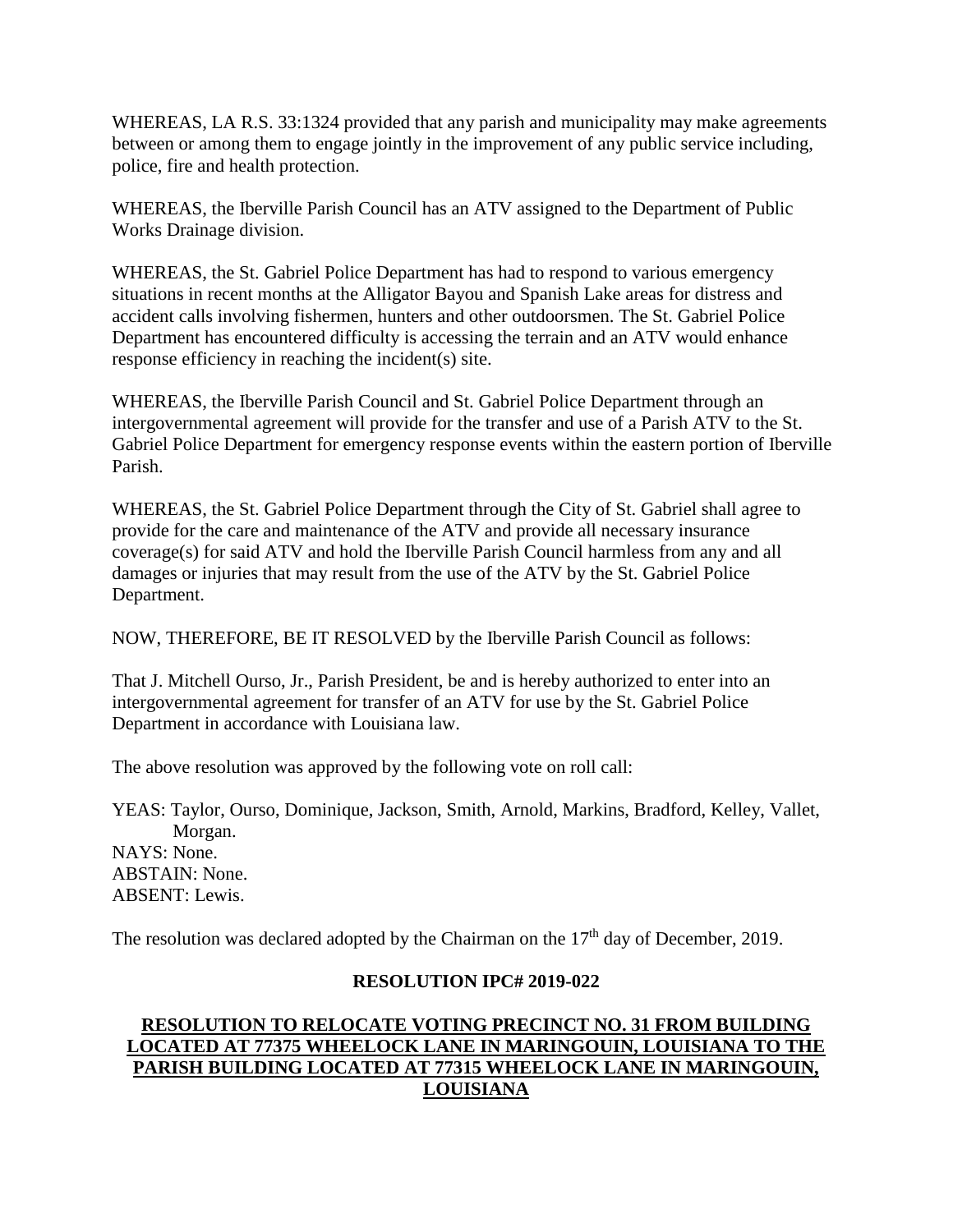WHEREAS, LA R.S. 33:1324 provided that any parish and municipality may make agreements between or among them to engage jointly in the improvement of any public service including, police, fire and health protection.

WHEREAS, the Iberville Parish Council has an ATV assigned to the Department of Public Works Drainage division.

WHEREAS, the St. Gabriel Police Department has had to respond to various emergency situations in recent months at the Alligator Bayou and Spanish Lake areas for distress and accident calls involving fishermen, hunters and other outdoorsmen. The St. Gabriel Police Department has encountered difficulty is accessing the terrain and an ATV would enhance response efficiency in reaching the incident(s) site.

WHEREAS, the Iberville Parish Council and St. Gabriel Police Department through an intergovernmental agreement will provide for the transfer and use of a Parish ATV to the St. Gabriel Police Department for emergency response events within the eastern portion of Iberville Parish.

WHEREAS, the St. Gabriel Police Department through the City of St. Gabriel shall agree to provide for the care and maintenance of the ATV and provide all necessary insurance coverage(s) for said ATV and hold the Iberville Parish Council harmless from any and all damages or injuries that may result from the use of the ATV by the St. Gabriel Police Department.

NOW, THEREFORE, BE IT RESOLVED by the Iberville Parish Council as follows:

That J. Mitchell Ourso, Jr., Parish President, be and is hereby authorized to enter into an intergovernmental agreement for transfer of an ATV for use by the St. Gabriel Police Department in accordance with Louisiana law.

The above resolution was approved by the following vote on roll call:

YEAS: Taylor, Ourso, Dominique, Jackson, Smith, Arnold, Markins, Bradford, Kelley, Vallet, Morgan.
NAYS: None.
ABSTAIN: None.
ABSENT: Lewis.

The resolution was declared adopted by the Chairman on the 17th day of December, 2019.

**RESOLUTION IPC# 2019-022**

**RESOLUTION TO RELOCATE VOTING PRECINCT NO. 31 FROM BUILDING LOCATED AT 77375 WHEELOCK LANE IN MARINGOUIN, LOUISIANA TO THE PARISH BUILDING LOCATED AT 77315 WHEELOCK LANE IN MARINGOUIN, LOUISIANA**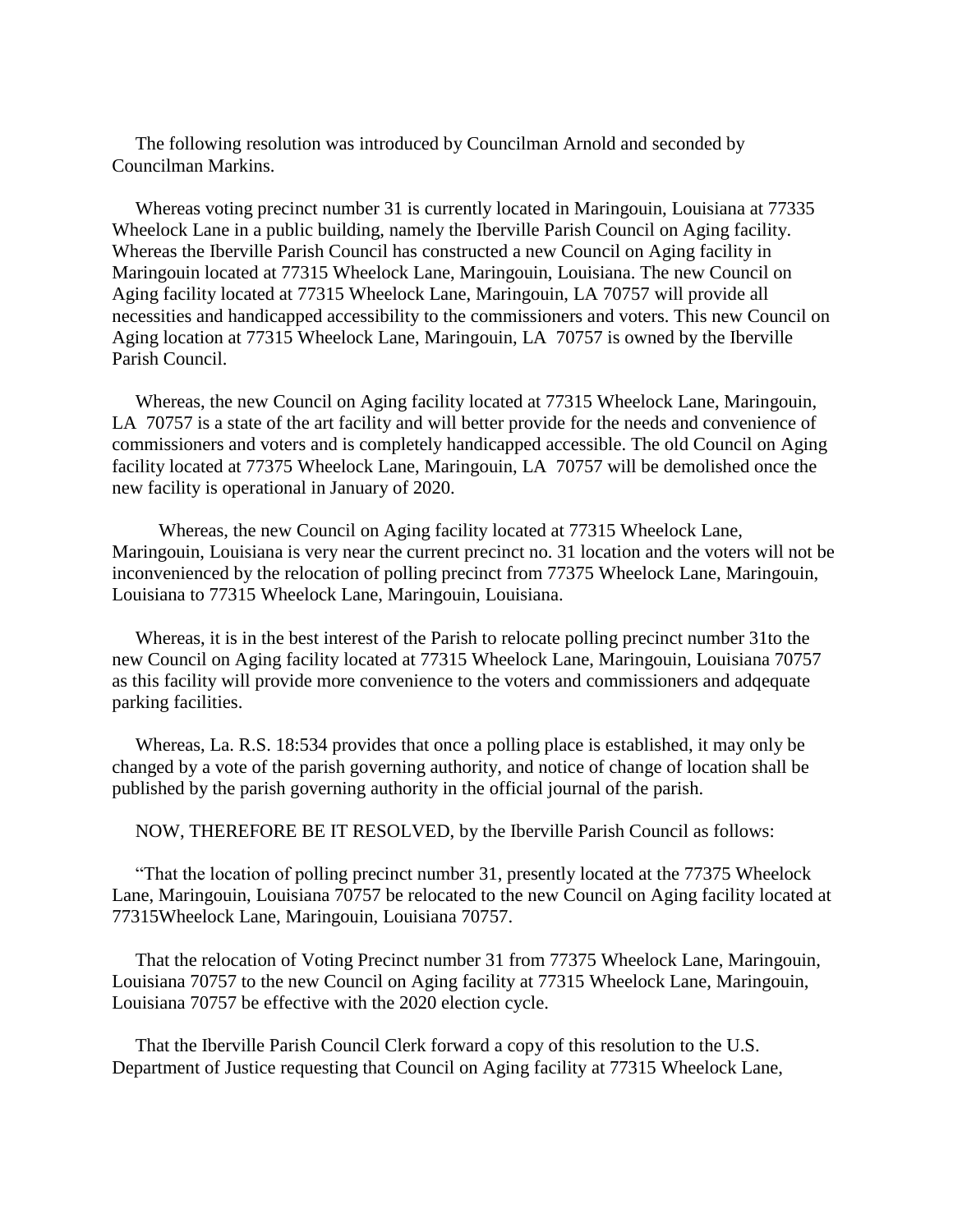The following resolution was introduced by Councilman Arnold and seconded by Councilman Markins.

Whereas voting precinct number 31 is currently located in Maringouin, Louisiana at 77335 Wheelock Lane in a public building, namely the Iberville Parish Council on Aging facility. Whereas the Iberville Parish Council has constructed a new Council on Aging facility in Maringouin located at 77315 Wheelock Lane, Maringouin, Louisiana. The new Council on Aging facility located at 77315 Wheelock Lane, Maringouin, LA 70757 will provide all necessities and handicapped accessibility to the commissioners and voters. This new Council on Aging location at 77315 Wheelock Lane, Maringouin, LA 70757 is owned by the Iberville Parish Council.

Whereas, the new Council on Aging facility located at 77315 Wheelock Lane, Maringouin, LA 70757 is a state of the art facility and will better provide for the needs and convenience of commissioners and voters and is completely handicapped accessible. The old Council on Aging facility located at 77375 Wheelock Lane, Maringouin, LA 70757 will be demolished once the new facility is operational in January of 2020.

Whereas, the new Council on Aging facility located at 77315 Wheelock Lane, Maringouin, Louisiana is very near the current precinct no. 31 location and the voters will not be inconvenienced by the relocation of polling precinct from 77375 Wheelock Lane, Maringouin, Louisiana to 77315 Wheelock Lane, Maringouin, Louisiana.

Whereas, it is in the best interest of the Parish to relocate polling precinct number 31to the new Council on Aging facility located at 77315 Wheelock Lane, Maringouin, Louisiana 70757 as this facility will provide more convenience to the voters and commissioners and adqequate parking facilities.

Whereas, La. R.S. 18:534 provides that once a polling place is established, it may only be changed by a vote of the parish governing authority, and notice of change of location shall be published by the parish governing authority in the official journal of the parish.

NOW, THEREFORE BE IT RESOLVED, by the Iberville Parish Council as follows:

"That the location of polling precinct number 31, presently located at the 77375 Wheelock Lane, Maringouin, Louisiana 70757 be relocated to the new Council on Aging facility located at 77315Wheelock Lane, Maringouin, Louisiana 70757.

That the relocation of Voting Precinct number 31 from 77375 Wheelock Lane, Maringouin, Louisiana 70757 to the new Council on Aging facility at 77315 Wheelock Lane, Maringouin, Louisiana 70757 be effective with the 2020 election cycle.

That the Iberville Parish Council Clerk forward a copy of this resolution to the U.S. Department of Justice requesting that Council on Aging facility at 77315 Wheelock Lane,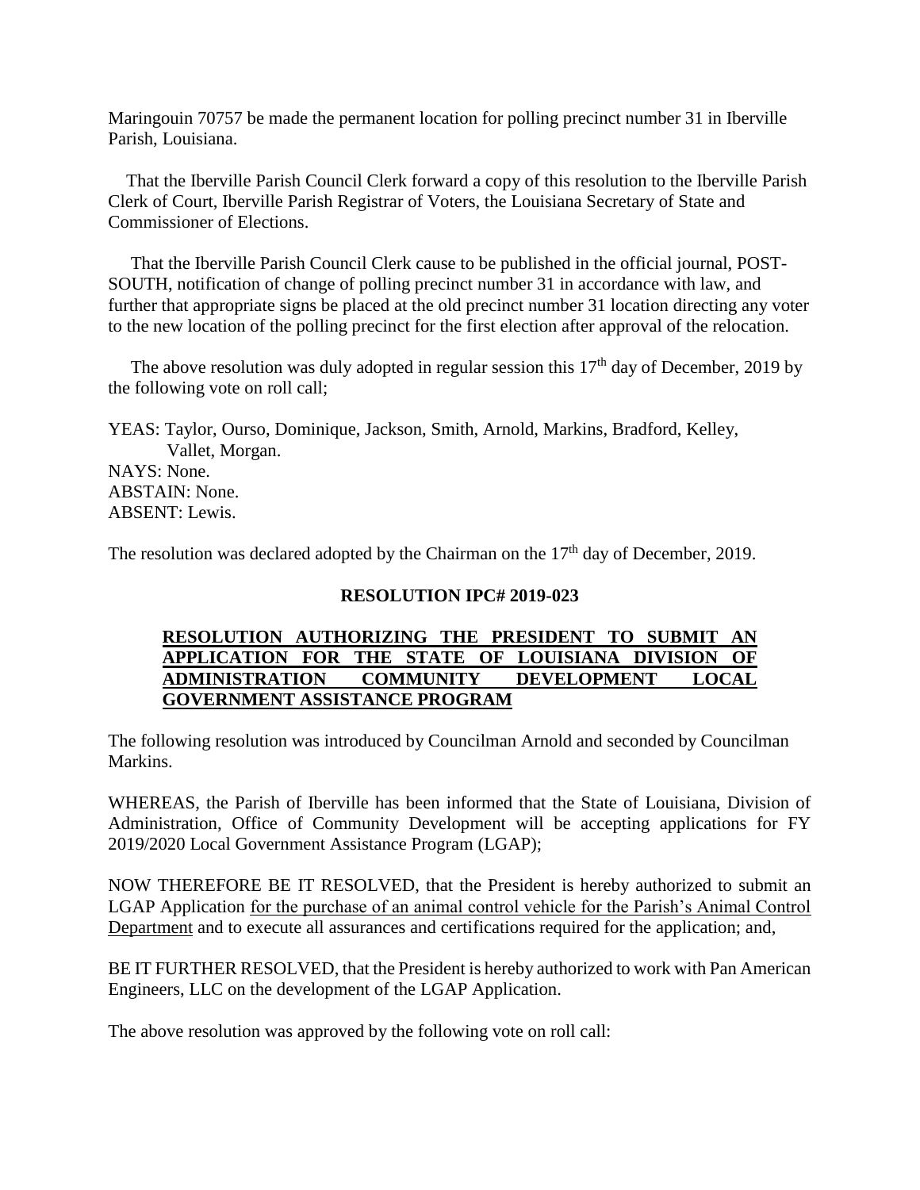Maringouin 70757 be made the permanent location for polling precinct number 31 in Iberville Parish, Louisiana.

That the Iberville Parish Council Clerk forward a copy of this resolution to the Iberville Parish Clerk of Court, Iberville Parish Registrar of Voters, the Louisiana Secretary of State and Commissioner of Elections.

That the Iberville Parish Council Clerk cause to be published in the official journal, POST-SOUTH, notification of change of polling precinct number 31 in accordance with law, and further that appropriate signs be placed at the old precinct number 31 location directing any voter to the new location of the polling precinct for the first election after approval of the relocation.

The above resolution was duly adopted in regular session this 17th day of December, 2019 by the following vote on roll call;

YEAS: Taylor, Ourso, Dominique, Jackson, Smith, Arnold, Markins, Bradford, Kelley, Vallet, Morgan.
NAYS: None.
ABSTAIN: None.
ABSENT: Lewis.

The resolution was declared adopted by the Chairman on the 17th day of December, 2019.

**RESOLUTION IPC# 2019-023**

**RESOLUTION AUTHORIZING THE PRESIDENT TO SUBMIT AN APPLICATION FOR THE STATE OF LOUISIANA DIVISION OF ADMINISTRATION COMMUNITY DEVELOPMENT LOCAL GOVERNMENT ASSISTANCE PROGRAM**

The following resolution was introduced by Councilman Arnold and seconded by Councilman Markins.

WHEREAS, the Parish of Iberville has been informed that the State of Louisiana, Division of Administration, Office of Community Development will be accepting applications for FY 2019/2020 Local Government Assistance Program (LGAP);

NOW THEREFORE BE IT RESOLVED, that the President is hereby authorized to submit an LGAP Application for the purchase of an animal control vehicle for the Parish's Animal Control Department and to execute all assurances and certifications required for the application; and,

BE IT FURTHER RESOLVED, that the President is hereby authorized to work with Pan American Engineers, LLC on the development of the LGAP Application.

The above resolution was approved by the following vote on roll call: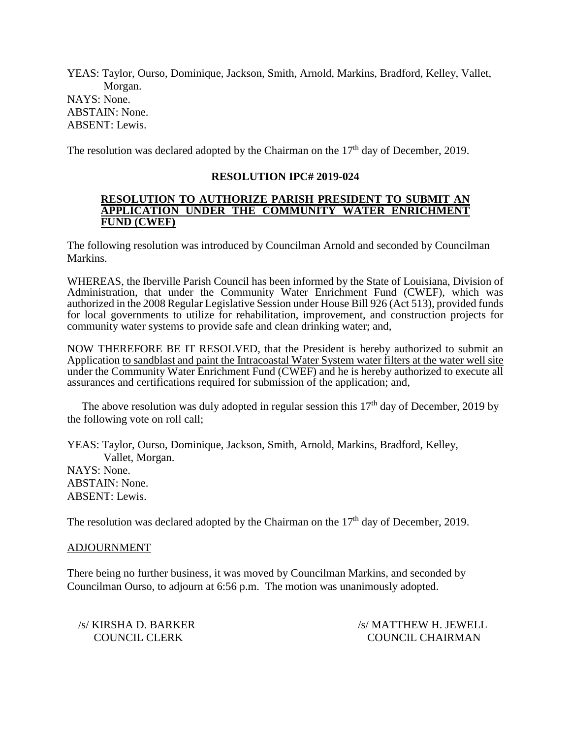YEAS: Taylor, Ourso, Dominique, Jackson, Smith, Arnold, Markins, Bradford, Kelley, Vallet, Morgan.
NAYS: None.
ABSTAIN: None.
ABSENT: Lewis.

The resolution was declared adopted by the Chairman on the 17th day of December, 2019.

**RESOLUTION IPC# 2019-024**

**RESOLUTION TO AUTHORIZE PARISH PRESIDENT TO SUBMIT AN APPLICATION UNDER THE COMMUNITY WATER ENRICHMENT FUND (CWEF)**

The following resolution was introduced by Councilman Arnold and seconded by Councilman Markins.

WHEREAS, the Iberville Parish Council has been informed by the State of Louisiana, Division of Administration, that under the Community Water Enrichment Fund (CWEF), which was authorized in the 2008 Regular Legislative Session under House Bill 926 (Act 513), provided funds for local governments to utilize for rehabilitation, improvement, and construction projects for community water systems to provide safe and clean drinking water; and,

NOW THEREFORE BE IT RESOLVED, that the President is hereby authorized to submit an Application to sandblast and paint the Intracoastal Water System water filters at the water well site under the Community Water Enrichment Fund (CWEF) and he is hereby authorized to execute all assurances and certifications required for submission of the application; and,

The above resolution was duly adopted in regular session this 17th day of December, 2019 by the following vote on roll call;

YEAS: Taylor, Ourso, Dominique, Jackson, Smith, Arnold, Markins, Bradford, Kelley, Vallet, Morgan.
NAYS: None.
ABSTAIN: None.
ABSENT: Lewis.

The resolution was declared adopted by the Chairman on the 17th day of December, 2019.

ADJOURNMENT

There being no further business, it was moved by Councilman Markins, and seconded by Councilman Ourso, to adjourn at 6:56 p.m. The motion was unanimously adopted.

/s/ KIRSHA D. BARKER
COUNCIL CLERK

/s/ MATTHEW H. JEWELL
COUNCIL CHAIRMAN